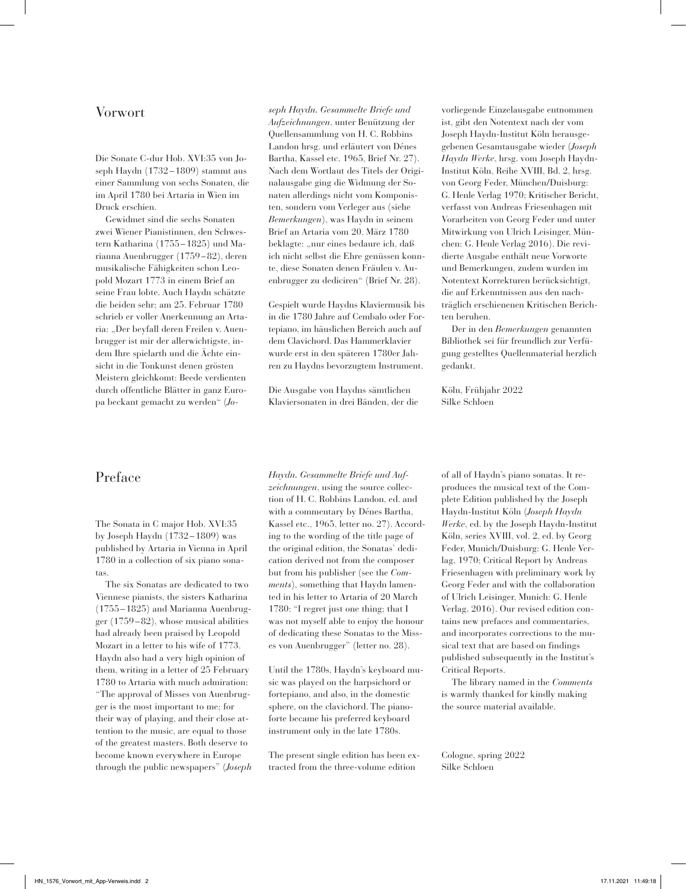## Vorwort

Die Sonate C-dur Hob. XVI:35 von Joseph Haydn (1732–1809) stammt aus einer Sammlung von sechs Sonaten, die im April 1780 bei Artaria in Wien im Druck erschien.

Gewidmet sind die sechs Sonaten zwei Wiener Pianistinnen, den Schwestern Katharina (1755–1825) und Marianna Auenbrugger (1759–82), deren musikalische Fähigkeiten schon Leopold Mozart 1773 in einem Brief an seine Frau lobte. Auch Haydn schätzte die beiden sehr; am 25. Februar 1780 schrieb er voller Anerkennung an Artaria: „Der beyfall deren Freilen v. Auenbrugger ist mir der allerwichtigste, indem Ihre spielarth und die Ächte einsicht in die Tonkunst denen grösten Meistern gleichkomt: Beede verdienten durch offentliche Blätter in ganz Europa beckant gemacht zu werden" (*Joseph Haydn. Gesammelte Briefe und Aufzeichnungen*, unter Benützung der Quellensammlung von H. C. Robbins Landon hrsg. und erläutert von Dénes Bartha, Kassel etc. 1965, Brief Nr. 27). Nach dem Wortlaut des Titels der Originalausgabe ging die Widmung der Sonaten allerdings nicht vom Komponisten, sondern vom Verleger aus (siehe *Bemerkungen*), was Haydn in seinem Brief an Artaria vom 20. März 1780 beklagte: „nur eines bedaure ich, daß ich nicht selbst die Ehre genüssen konnte, diese Sonaten denen Fräulen v. Auenbrugger zu dediciren" (Brief Nr. 28).

Gespielt wurde Haydns Klaviermusik bis in die 1780 Jahre auf Cembalo oder Fortepiano, im häuslichen Bereich auch auf dem Clavichord. Das Hammerklavier wurde erst in den späteren 1780er Jahren zu Haydns bevorzugtem Instrument.

Die Ausgabe von Haydns sämtlichen Klaviersonaten in drei Bänden, der die vorliegende Einzelausgabe entnommen ist, gibt den Notentext nach der vom Joseph Haydn-Institut Köln herausgegebenen Gesamtausgabe wieder (*Joseph Haydn Werke*, hrsg. vom Joseph Haydn-Institut Köln, Reihe XVIII, Bd. 2, hrsg. von Georg Feder, München/Duisburg: G. Henle Verlag 1970; Kritischer Bericht, verfasst von Andreas Friesenhagen mit Vorarbeiten von Georg Feder und unter Mitwirkung von Ulrich Leisinger, München: G. Henle Verlag 2016). Die revidierte Ausgabe enthält neue Vorworte und Bemerkungen, zudem wurden im Notentext Korrekturen berücksichtigt, die auf Erkenntnissen aus den nachträglich erschienenen Kritischen Berichten beruhen.

Der in den *Bemerkungen* genannten Bibliothek sei für freundlich zur Verfügung gestelltes Quellenmaterial herzlich gedankt.

Köln, Frühjahr 2022
Silke Schloen

## Preface

The Sonata in C major Hob. XVI:35 by Joseph Haydn (1732–1809) was published by Artaria in Vienna in April 1780 in a collection of six piano sonatas.

The six Sonatas are dedicated to two Viennese pianists, the sisters Katharina (1755–1825) and Marianna Auenbrugger (1759–82), whose musical abilities had already been praised by Leopold Mozart in a letter to his wife of 1773. Haydn also had a very high opinion of them, writing in a letter of 25 February 1780 to Artaria with much admiration: "The approval of Misses von Auenbrugger is the most important to me; for their way of playing, and their close attention to the music, are equal to those of the greatest masters. Both deserve to become known everywhere in Europe through the public newspapers" (*Joseph Haydn. Gesammelte Briefe und Aufzeichnungen*, using the source collection of H. C. Robbins Landon, ed. and with a commentary by Dénes Bartha, Kassel etc., 1965, letter no. 27). According to the wording of the title page of the original edition, the Sonatas' dedication derived not from the composer but from his publisher (see the *Comments*), something that Haydn lamented in his letter to Artaria of 20 March 1780: "I regret just one thing: that I was not myself able to enjoy the honour of dedicating these Sonatas to the Misses von Auenbrugger" (letter no. 28).

Until the 1780s, Haydn's keyboard music was played on the harpsichord or fortepiano, and also, in the domestic sphere, on the clavichord. The pianoforte became his preferred keyboard instrument only in the late 1780s.

The present single edition has been extracted from the three-volume edition of all of Haydn's piano sonatas. It reproduces the musical text of the Complete Edition published by the Joseph Haydn-Institut Köln (*Joseph Haydn Werke*, ed. by the Joseph Haydn-Institut Köln, series XVIII, vol. 2, ed. by Georg Feder, Munich/Duisburg: G. Henle Verlag, 1970; Critical Report by Andreas Friesenhagen with preliminary work by Georg Feder and with the collaboration of Ulrich Leisinger, Munich: G. Henle Verlag, 2016). Our revised edition contains new prefaces and commentaries, and incorporates corrections to the musical text that are based on findings published subsequently in the Institut's Critical Reports.

The library named in the *Comments* is warmly thanked for kindly making the source material available.

Cologne, spring 2022
Silke Schloen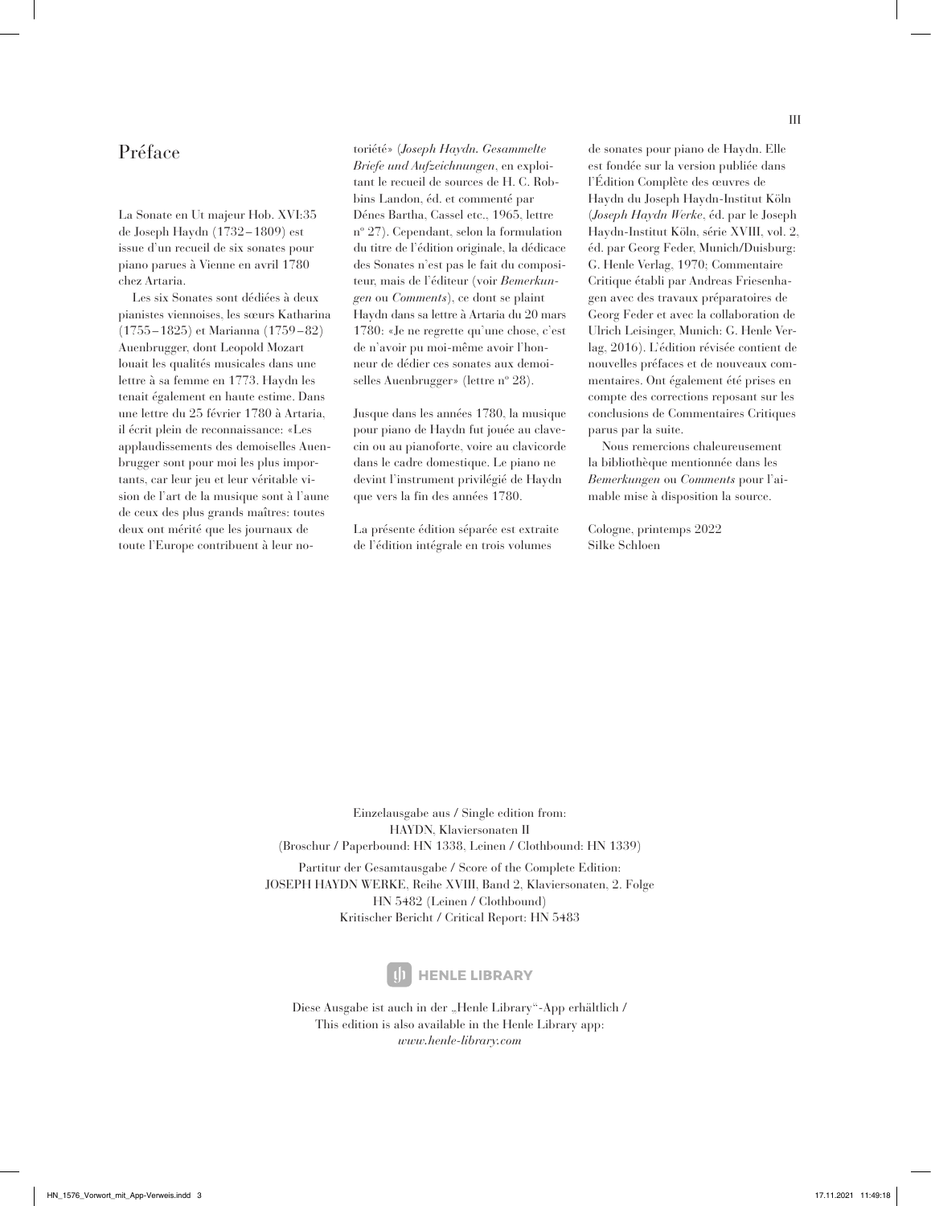# Préface

La Sonate en Ut majeur Hob. XVI:35 de Joseph Haydn (1732–1809) est issue d'un recueil de six sonates pour piano parues à Vienne en avril 1780 chez Artaria.

Les six Sonates sont dédiées à deux pianistes viennoises, les sœurs Katharina (1755–1825) et Marianna (1759–82) Auenbrugger, dont Leopold Mozart louait les qualités musicales dans une lettre à sa femme en 1773. Haydn les tenait également en haute estime. Dans une lettre du 25 février 1780 à Artaria, il écrit plein de reconnaissance: «Les applaudissements des demoiselles Auenbrugger sont pour moi les plus importants, car leur jeu et leur véritable vision de l'art de la musique sont à l'aune de ceux des plus grands maîtres: toutes deux ont mérité que les journaux de toute l'Europe contribuent à leur notoriété» (*Joseph Haydn. Gesammelte Briefe und Aufzeichnungen*, en exploitant le recueil de sources de H. C. Robbins Landon, éd. et commenté par Dénes Bartha, Cassel etc., 1965, lettre nº 27). Cependant, selon la formulation du titre de l'édition originale, la dédicace des Sonates n'est pas le fait du compositeur, mais de l'éditeur (voir *Bemerkungen* ou *Comments*), ce dont se plaint Haydn dans sa lettre à Artaria du 20 mars 1780: «Je ne regrette qu'une chose, c'est de n'avoir pu moi-même avoir l'honneur de dédier ces sonates aux demoiselles Auenbrugger» (lettre nº 28).

Jusque dans les années 1780, la musique pour piano de Haydn fut jouée au clavecin ou au pianoforte, voire au clavicorde dans le cadre domestique. Le piano ne devint l'instrument privilégié de Haydn que vers la fin des années 1780.

La présente édition séparée est extraite de l'édition intégrale en trois volumes de sonates pour piano de Haydn. Elle est fondée sur la version publiée dans l'Édition Complète des œuvres de Haydn du Joseph Haydn-Institut Köln (*Joseph Haydn Werke*, éd. par le Joseph Haydn-Institut Köln, série XVIII, vol. 2, éd. par Georg Feder, Munich/Duisburg: G. Henle Verlag, 1970; Commentaire Critique établi par Andreas Friesenhagen avec des travaux préparatoires de Georg Feder et avec la collaboration de Ulrich Leisinger, Munich: G. Henle Verlag, 2016). L'édition révisée contient de nouvelles préfaces et de nouveaux commentaires. Ont également été prises en compte des corrections reposant sur les conclusions de Commentaires Critiques parus par la suite.

Nous remercions chaleureusement la bibliothèque mentionnée dans les *Bemerkungen* ou *Comments* pour l'aimable mise à disposition la source.

Cologne, printemps 2022
Silke Schloen

Einzelausgabe aus / Single edition from:
HAYDN, Klaviersonaten II
(Broschur / Paperbound: HN 1338, Leinen / Clothbound: HN 1339)

Partitur der Gesamtausgabe / Score of the Complete Edition:
JOSEPH HAYDN WERKE, Reihe XVIII, Band 2, Klaviersonaten, 2. Folge
HN 5482 (Leinen / Clothbound)
Kritischer Bericht / Critical Report: HN 5483

HENLE LIBRARY

Diese Ausgabe ist auch in der „Henle Library"-App erhältlich /
This edition is also available in the Henle Library app:
*www.henle-library.com*